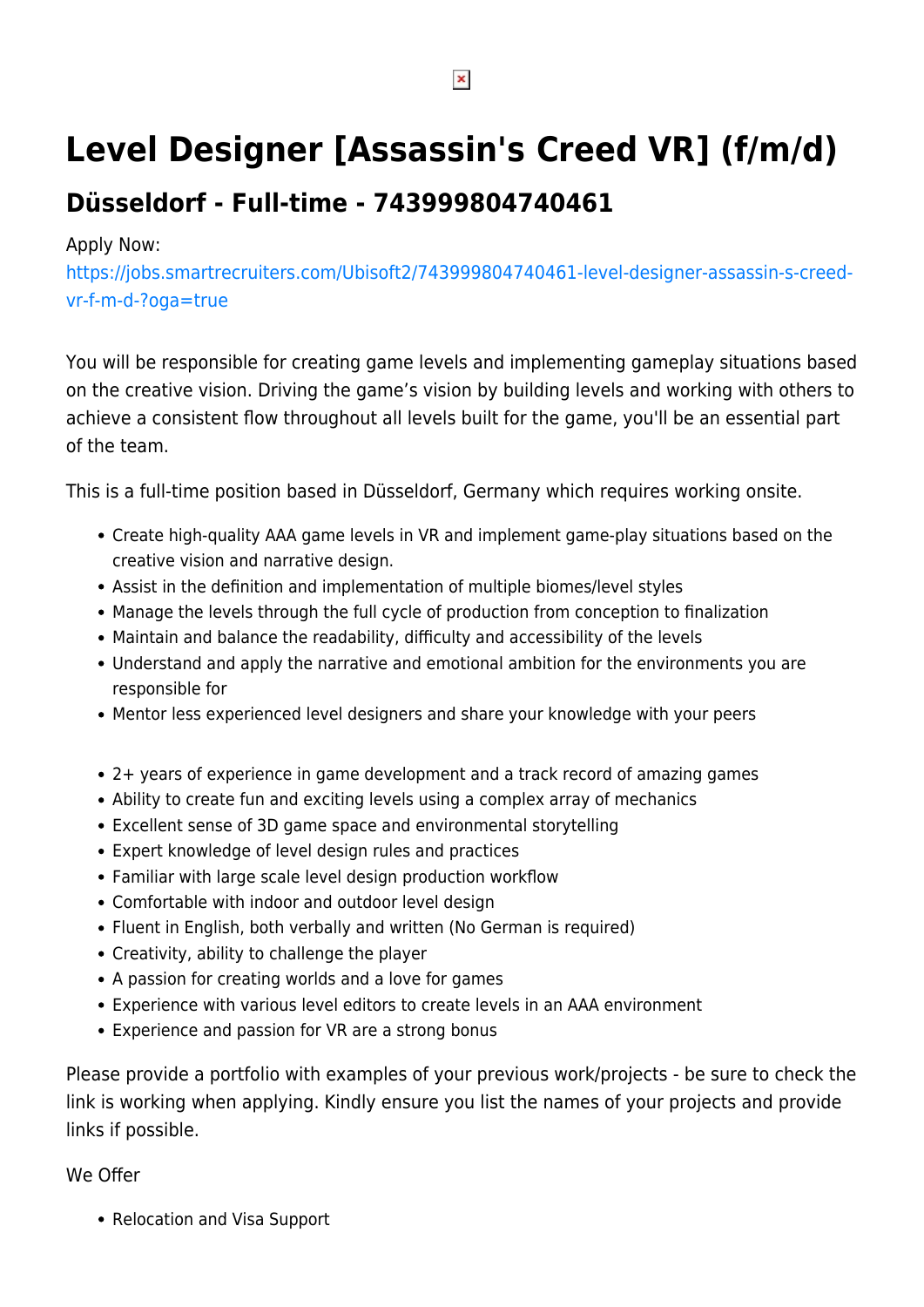# Level Designer [Assassin's Creed VR] (f/m/d)

## Düsseldorf - Full-time - 743999804740461

Apply Now:
https://jobs.smartrecruiters.com/Ubisoft2/743999804740461-level-designer-assassin-s-creed-vr-f-m-d-?oga=true

You will be responsible for creating game levels and implementing gameplay situations based on the creative vision. Driving the game's vision by building levels and working with others to achieve a consistent flow throughout all levels built for the game, you'll be an essential part of the team.

This is a full-time position based in Düsseldorf, Germany which requires working onsite.

- Create high-quality AAA game levels in VR and implement game-play situations based on the creative vision and narrative design.
- Assist in the definition and implementation of multiple biomes/level styles
- Manage the levels through the full cycle of production from conception to finalization
- Maintain and balance the readability, difficulty and accessibility of the levels
- Understand and apply the narrative and emotional ambition for the environments you are responsible for
- Mentor less experienced level designers and share your knowledge with your peers

- 2+ years of experience in game development and a track record of amazing games
- Ability to create fun and exciting levels using a complex array of mechanics
- Excellent sense of 3D game space and environmental storytelling
- Expert knowledge of level design rules and practices
- Familiar with large scale level design production workflow
- Comfortable with indoor and outdoor level design
- Fluent in English, both verbally and written (No German is required)
- Creativity, ability to challenge the player
- A passion for creating worlds and a love for games
- Experience with various level editors to create levels in an AAA environment
- Experience and passion for VR are a strong bonus

Please provide a portfolio with examples of your previous work/projects - be sure to check the link is working when applying. Kindly ensure you list the names of your projects and provide links if possible.

We Offer

- Relocation and Visa Support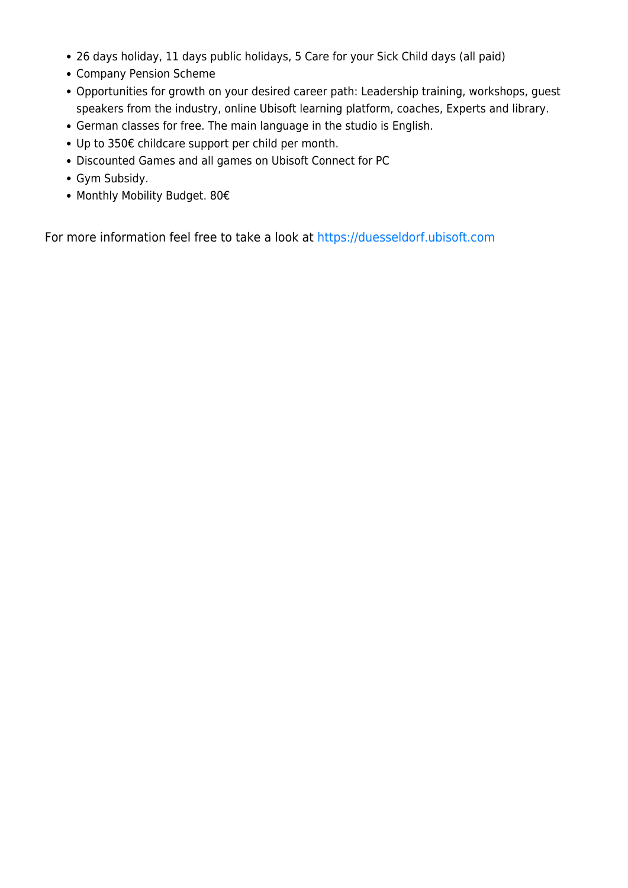- 26 days holiday, 11 days public holidays, 5 Care for your Sick Child days (all paid)
- Company Pension Scheme
- Opportunities for growth on your desired career path: Leadership training, workshops, guest speakers from the industry, online Ubisoft learning platform, coaches, Experts and library.
- German classes for free. The main language in the studio is English.
- Up to 350€ childcare support per child per month.
- Discounted Games and all games on Ubisoft Connect for PC
- Gym Subsidy.
- Monthly Mobility Budget. 80€

For more information feel free to take a look at https://duesseldorf.ubisoft.com